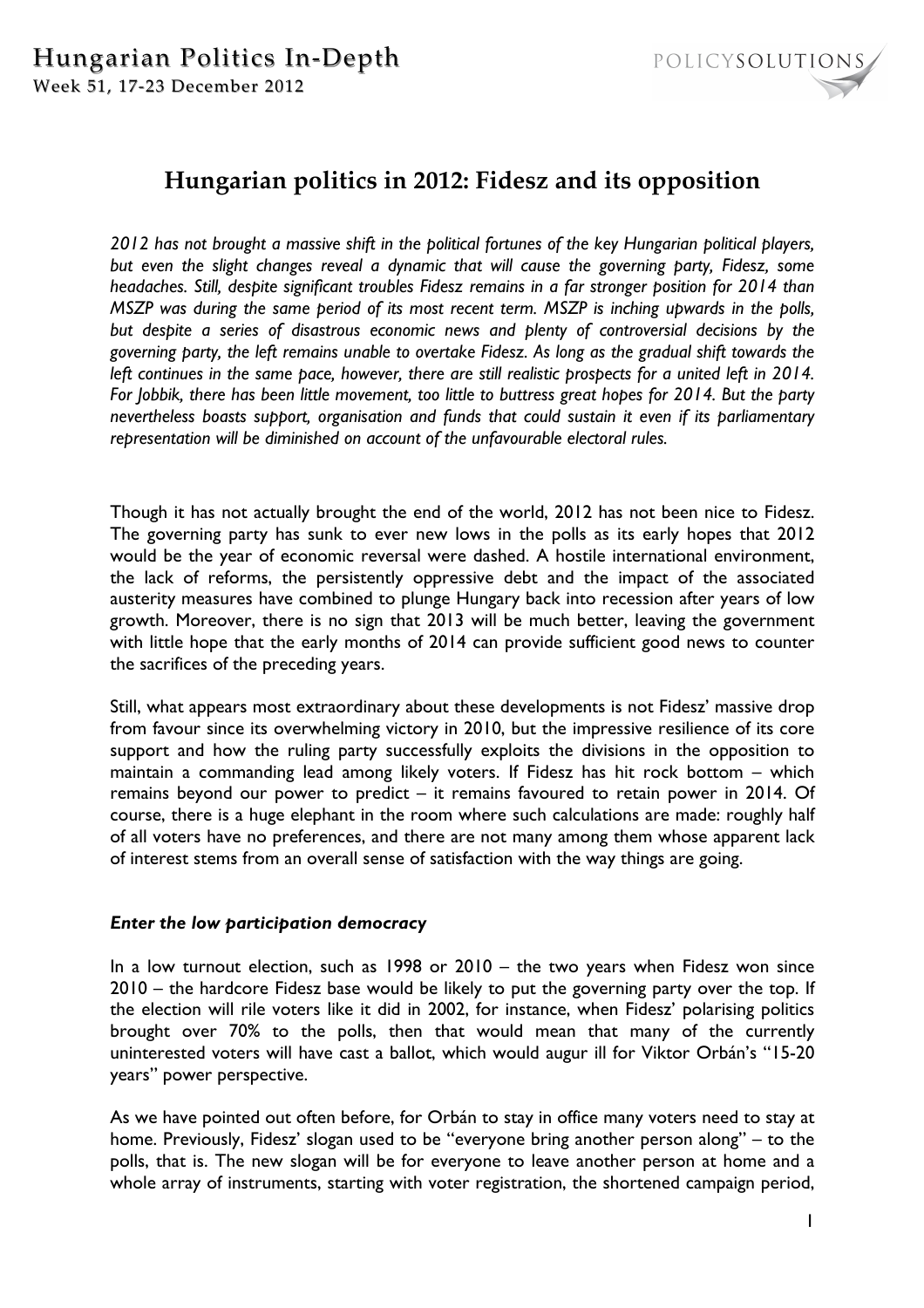# Hungarian politics in 2012: Fidesz and its opposition

*2012 has not brought a massive shift in the political fortunes of the key Hungarian political players, but even the slight changes reveal a dynamic that will cause the governing party, Fidesz, some headaches. Still, despite significant troubles Fidesz remains in a far stronger position for 2014 than MSZP was during the same period of its most recent term. MSZP is inching upwards in the polls, but despite a series of disastrous economic news and plenty of controversial decisions by the governing party, the left remains unable to overtake Fidesz. As long as the gradual shift towards the left continues in the same pace, however, there are still realistic prospects for a united left in 2014. For Jobbik, there has been little movement, too little to buttress great hopes for 2014. But the party nevertheless boasts support, organisation and funds that could sustain it even if its parliamentary representation will be diminished on account of the unfavourable electoral rules.*

Though it has not actually brought the end of the world, 2012 has not been nice to Fidesz. The governing party has sunk to ever new lows in the polls as its early hopes that 2012 would be the year of economic reversal were dashed. A hostile international environment, the lack of reforms, the persistently oppressive debt and the impact of the associated austerity measures have combined to plunge Hungary back into recession after years of low growth. Moreover, there is no sign that 2013 will be much better, leaving the government with little hope that the early months of 2014 can provide sufficient good news to counter the sacrifices of the preceding years.

Still, what appears most extraordinary about these developments is not Fidesz' massive drop from favour since its overwhelming victory in 2010, but the impressive resilience of its core support and how the ruling party successfully exploits the divisions in the opposition to maintain a commanding lead among likely voters. If Fidesz has hit rock bottom – which remains beyond our power to predict – it remains favoured to retain power in 2014. Of course, there is a huge elephant in the room where such calculations are made: roughly half of all voters have no preferences, and there are not many among them whose apparent lack of interest stems from an overall sense of satisfaction with the way things are going.

### *Enter the low participation democracy*

In a low turnout election, such as 1998 or 2010 – the two years when Fidesz won since 2010 – the hardcore Fidesz base would be likely to put the governing party over the top. If the election will rile voters like it did in 2002, for instance, when Fidesz' polarising politics brought over 70% to the polls, then that would mean that many of the currently uninterested voters will have cast a ballot, which would augur ill for Viktor Orbán's "15-20 years" power perspective.

As we have pointed out often before, for Orbán to stay in office many voters need to stay at home. Previously, Fidesz' slogan used to be "everyone bring another person along" – to the polls, that is. The new slogan will be for everyone to leave another person at home and a whole array of instruments, starting with voter registration, the shortened campaign period,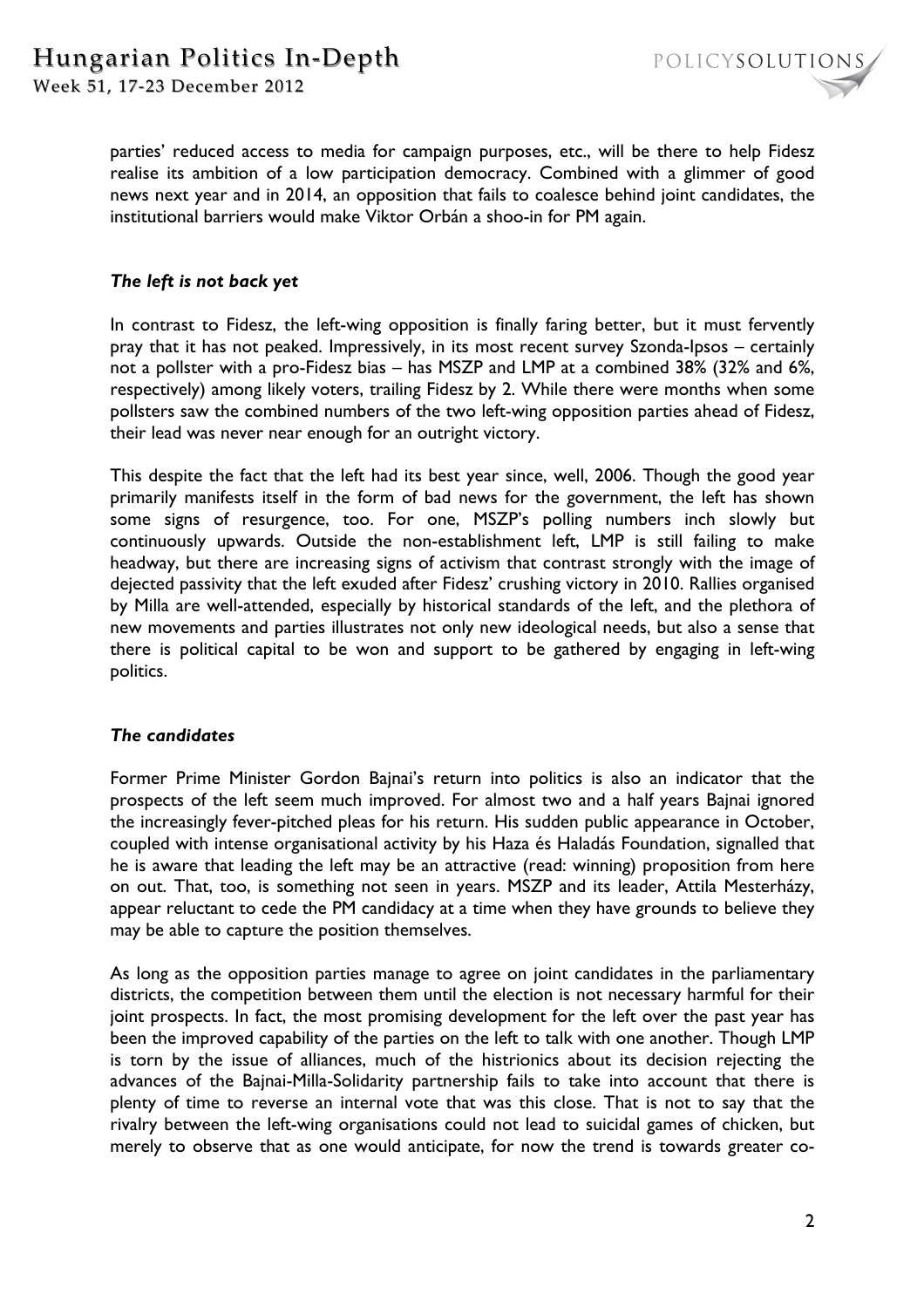parties' reduced access to media for campaign purposes, etc., will be there to help Fidesz realise its ambition of a low participation democracy. Combined with a glimmer of good news next year and in 2014, an opposition that fails to coalesce behind joint candidates, the institutional barriers would make Viktor Orbán a shoo-in for PM again.

### *The left is not back yet*

In contrast to Fidesz, the left-wing opposition is finally faring better, but it must fervently pray that it has not peaked. Impressively, in its most recent survey Szonda-Ipsos – certainly not a pollster with a pro-Fidesz bias – has MSZP and LMP at a combined 38% (32% and 6%, respectively) among likely voters, trailing Fidesz by 2. While there were months when some pollsters saw the combined numbers of the two left-wing opposition parties ahead of Fidesz, their lead was never near enough for an outright victory.

This despite the fact that the left had its best year since, well, 2006. Though the good year primarily manifests itself in the form of bad news for the government, the left has shown some signs of resurgence, too. For one, MSZP's polling numbers inch slowly but continuously upwards. Outside the non-establishment left, LMP is still failing to make headway, but there are increasing signs of activism that contrast strongly with the image of dejected passivity that the left exuded after Fidesz' crushing victory in 2010. Rallies organised by Milla are well-attended, especially by historical standards of the left, and the plethora of new movements and parties illustrates not only new ideological needs, but also a sense that there is political capital to be won and support to be gathered by engaging in left-wing politics.

### *The candidates*

Former Prime Minister Gordon Bajnai's return into politics is also an indicator that the prospects of the left seem much improved. For almost two and a half years Bajnai ignored the increasingly fever-pitched pleas for his return. His sudden public appearance in October, coupled with intense organisational activity by his Haza és Haladás Foundation, signalled that he is aware that leading the left may be an attractive (read: winning) proposition from here on out. That, too, is something not seen in years. MSZP and its leader, Attila Mesterházy, appear reluctant to cede the PM candidacy at a time when they have grounds to believe they may be able to capture the position themselves.

As long as the opposition parties manage to agree on joint candidates in the parliamentary districts, the competition between them until the election is not necessary harmful for their joint prospects. In fact, the most promising development for the left over the past year has been the improved capability of the parties on the left to talk with one another. Though LMP is torn by the issue of alliances, much of the histrionics about its decision rejecting the advances of the Bajnai-Milla-Solidarity partnership fails to take into account that there is plenty of time to reverse an internal vote that was this close. That is not to say that the rivalry between the left-wing organisations could not lead to suicidal games of chicken, but merely to observe that as one would anticipate, for now the trend is towards greater co-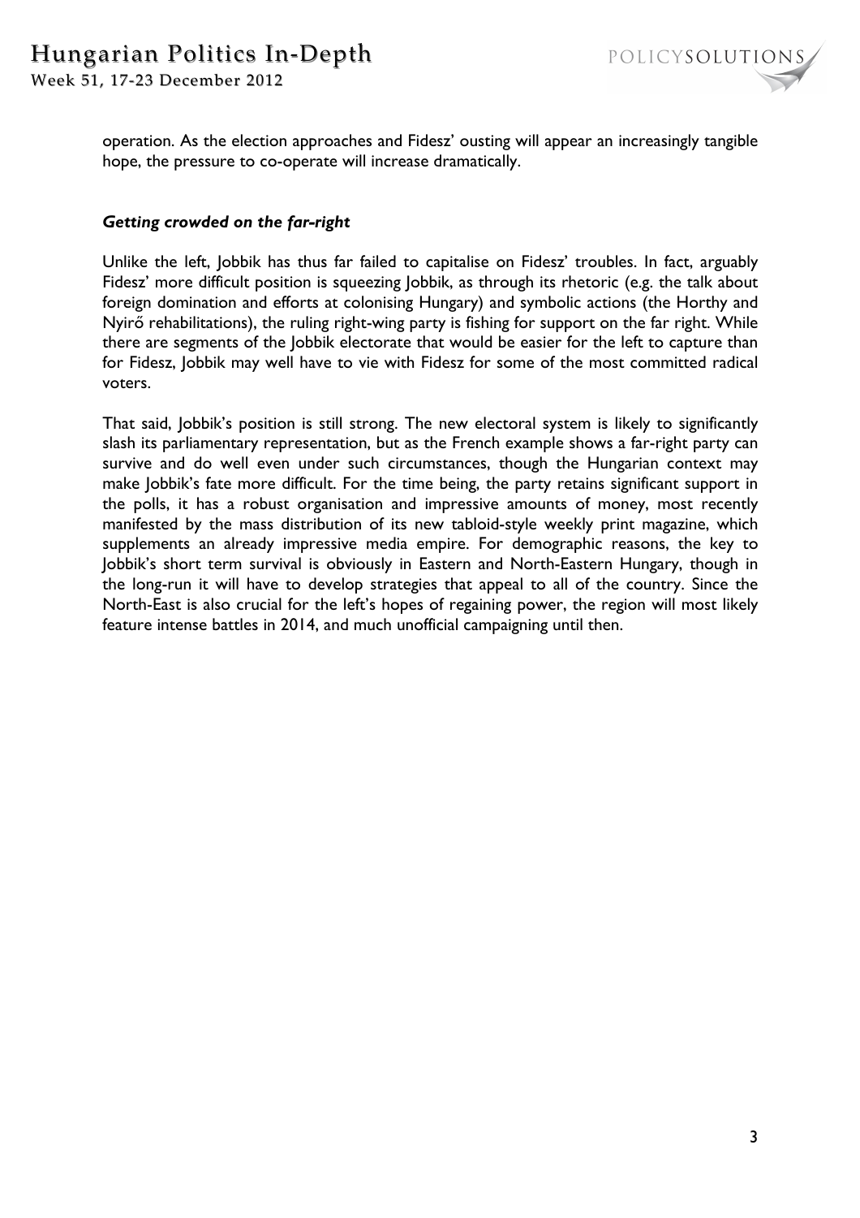operation. As the election approaches and Fidesz' ousting will appear an increasingly tangible hope, the pressure to co-operate will increase dramatically.

### *Getting crowded on the far-right*

Unlike the left, Jobbik has thus far failed to capitalise on Fidesz' troubles. In fact, arguably Fidesz' more difficult position is squeezing Jobbik, as through its rhetoric (e.g. the talk about foreign domination and efforts at colonising Hungary) and symbolic actions (the Horthy and Nyirő rehabilitations), the ruling right-wing party is fishing for support on the far right. While there are segments of the Jobbik electorate that would be easier for the left to capture than for Fidesz, Jobbik may well have to vie with Fidesz for some of the most committed radical voters.

That said, Jobbik's position is still strong. The new electoral system is likely to significantly slash its parliamentary representation, but as the French example shows a far-right party can survive and do well even under such circumstances, though the Hungarian context may make Jobbik's fate more difficult. For the time being, the party retains significant support in the polls, it has a robust organisation and impressive amounts of money, most recently manifested by the mass distribution of its new tabloid-style weekly print magazine, which supplements an already impressive media empire. For demographic reasons, the key to Jobbik's short term survival is obviously in Eastern and North-Eastern Hungary, though in the long-run it will have to develop strategies that appeal to all of the country. Since the North-East is also crucial for the left's hopes of regaining power, the region will most likely feature intense battles in 2014, and much unofficial campaigning until then.